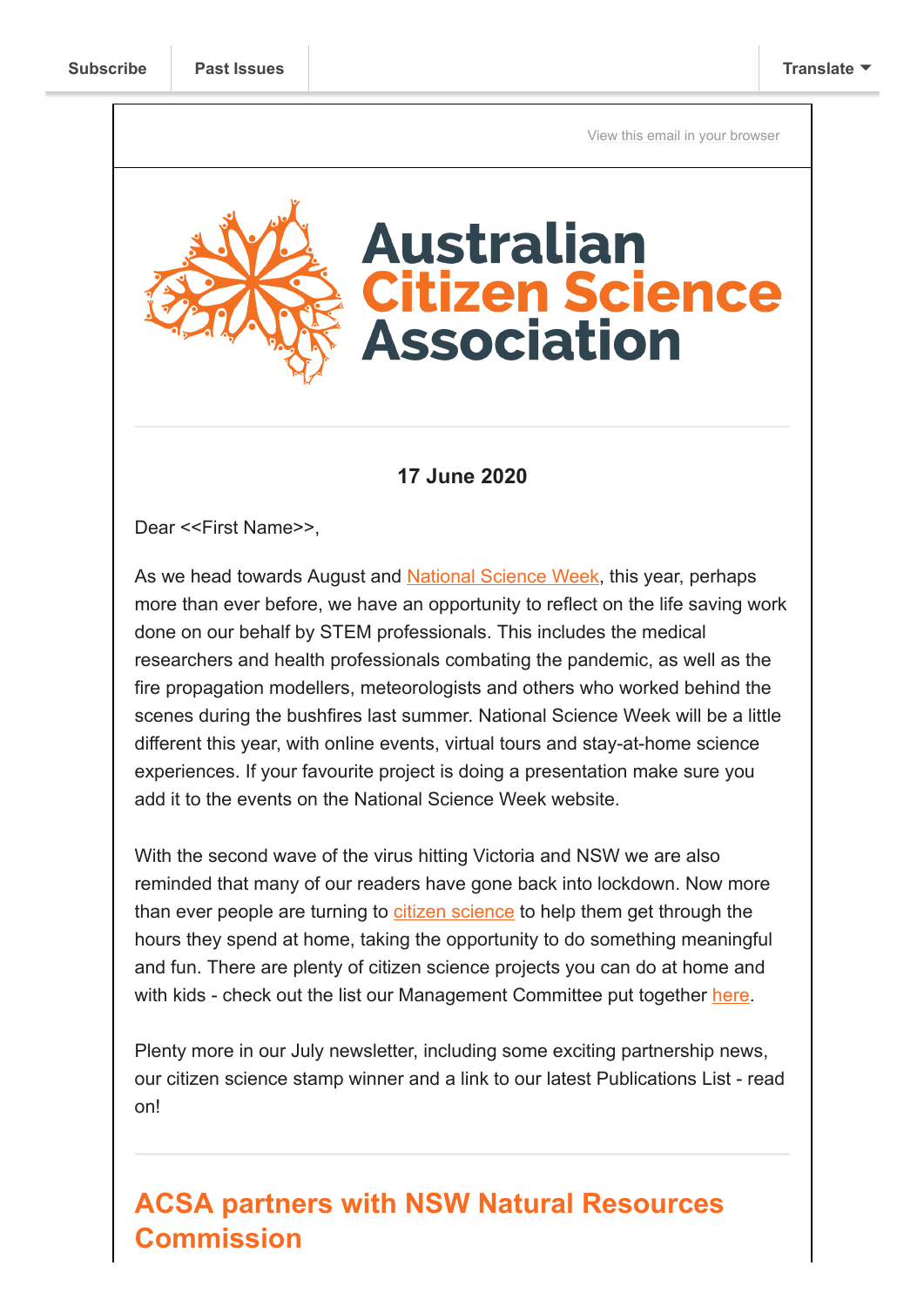Subscribe | Past Issues | Translate

View this email in your browser

# Australian Citizen Science Association

**17 June 2020**

Dear <<First Name>>,

As we head towards August and [National Science Week](), this year, perhaps more than ever before, we have an opportunity to reflect on the life saving work done on our behalf by STEM professionals. This includes the medical researchers and health professionals combating the pandemic, as well as the fire propagation modellers, meteorologists and others who worked behind the scenes during the bushfires last summer. National Science Week will be a little different this year, with online events, virtual tours and stay-at-home science experiences. If your favourite project is doing a presentation make sure you add it to the events on the National Science Week website.

With the second wave of the virus hitting Victoria and NSW we are also reminded that many of our readers have gone back into lockdown. Now more than ever people are turning to [citizen science]() to help them get through the hours they spend at home, taking the opportunity to do something meaningful and fun. There are plenty of citizen science projects you can do at home and with kids - check out the list our Management Committee put together [here]().

Plenty more in our July newsletter, including some exciting partnership news, our citizen science stamp winner and a link to our latest Publications List - read on!

## ACSA partners with NSW Natural Resources Commission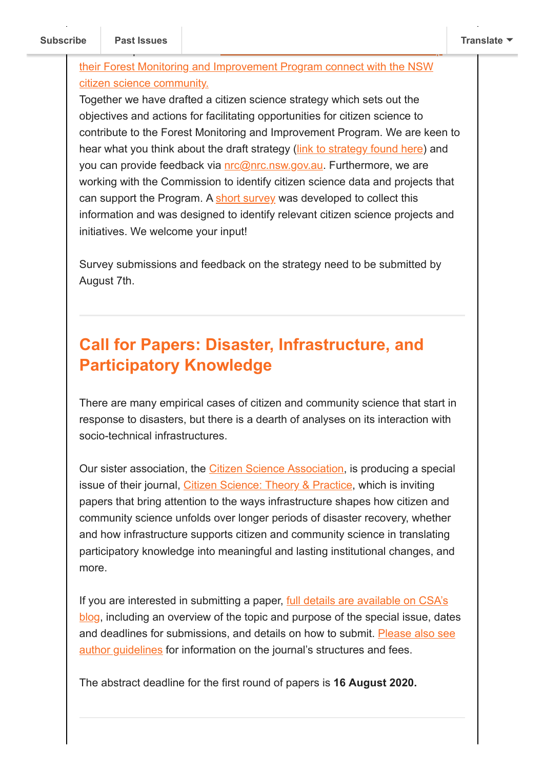their Forest Monitoring and Improvement Program connect with the NSW citizen science community.

Together we have drafted a citizen science strategy which sets out the objectives and actions for facilitating opportunities for citizen science to contribute to the Forest Monitoring and Improvement Program. We are keen to hear what you think about the draft strategy (link to strategy found here) and you can provide feedback via nrc@nrc.nsw.gov.au. Furthermore, we are working with the Commission to identify citizen science data and projects that can support the Program. A short survey was developed to collect this information and was designed to identify relevant citizen science projects and initiatives. We welcome your input!

Survey submissions and feedback on the strategy need to be submitted by August 7th.

## Call for Papers: Disaster, Infrastructure, and Participatory Knowledge

There are many empirical cases of citizen and community science that start in response to disasters, but there is a dearth of analyses on its interaction with socio-technical infrastructures.

Our sister association, the Citizen Science Association, is producing a special issue of their journal, Citizen Science: Theory & Practice, which is inviting papers that bring attention to the ways infrastructure shapes how citizen and community science unfolds over longer periods of disaster recovery, whether and how infrastructure supports citizen and community science in translating participatory knowledge into meaningful and lasting institutional changes, and more.

If you are interested in submitting a paper, full details are available on CSA's blog, including an overview of the topic and purpose of the special issue, dates and deadlines for submissions, and details on how to submit. Please also see author guidelines for information on the journal's structures and fees.

The abstract deadline for the first round of papers is **16 August 2020.**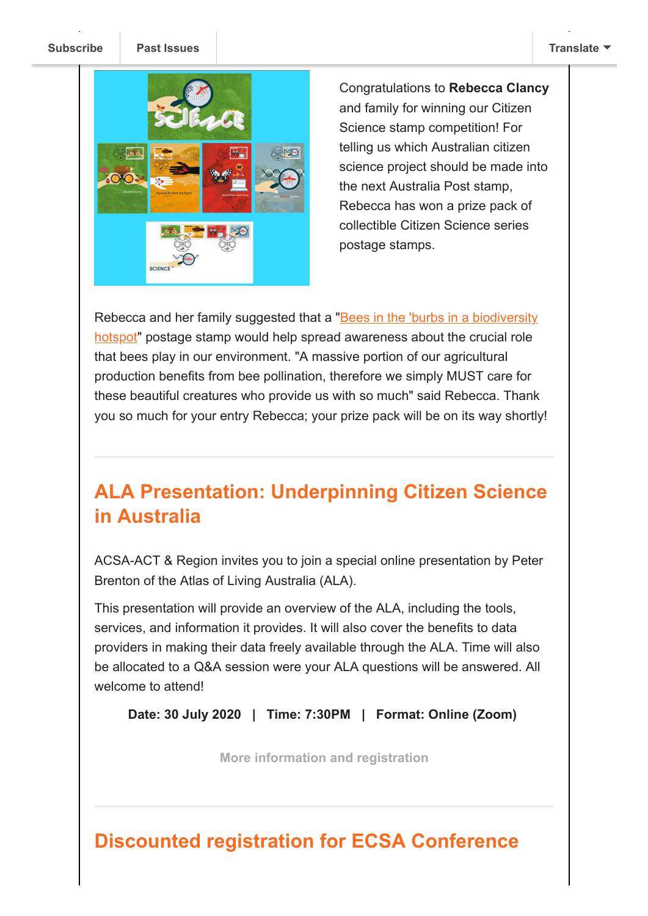Congratulations to **Rebecca Clancy** and family for winning our Citizen Science stamp competition! For telling us which Australian citizen science project should be made into the next Australia Post stamp, Rebecca has won a prize pack of collectible Citizen Science series postage stamps.

Rebecca and her family suggested that a "Bees in the 'burbs in a biodiversity hotspot" postage stamp would help spread awareness about the crucial role that bees play in our environment. "A massive portion of our agricultural production benefits from bee pollination, therefore we simply MUST care for these beautiful creatures who provide us with so much" said Rebecca. Thank you so much for your entry Rebecca; your prize pack will be on its way shortly!

## ALA Presentation: Underpinning Citizen Science in Australia

ACSA-ACT & Region invites you to join a special online presentation by Peter Brenton of the Atlas of Living Australia (ALA).

This presentation will provide an overview of the ALA, including the tools, services, and information it provides. It will also cover the benefits to data providers in making their data freely available through the ALA. Time will also be allocated to a Q&A session were your ALA questions will be answered. All welcome to attend!

**Date: 30 July 2020 | Time: 7:30PM | Format: Online (Zoom)**

More information and registration

## Discounted registration for ECSA Conference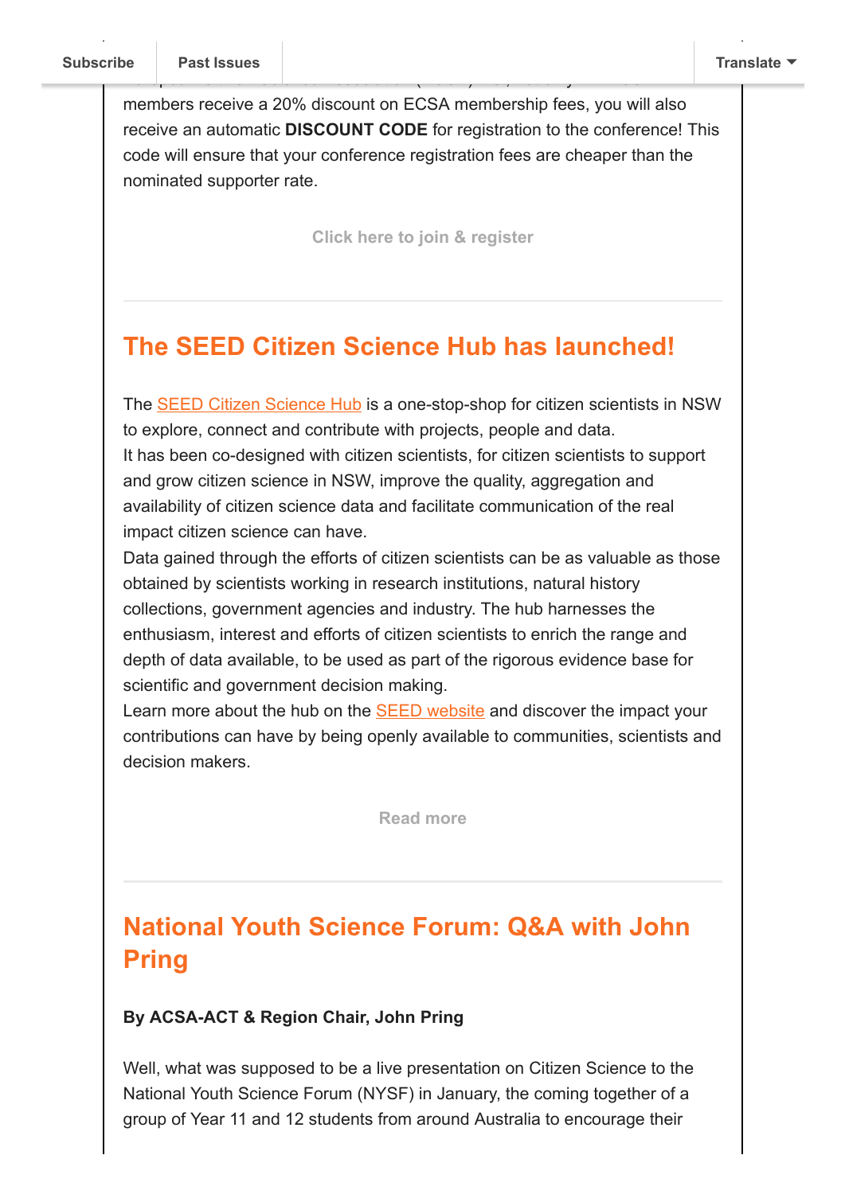members receive a 20% discount on ECSA membership fees, you will also receive an automatic **DISCOUNT CODE** for registration to the conference! This code will ensure that your conference registration fees are cheaper than the nominated supporter rate.

Click here to join & register

---

## The SEED Citizen Science Hub has launched!

The SEED Citizen Science Hub is a one-stop-shop for citizen scientists in NSW to explore, connect and contribute with projects, people and data.
It has been co-designed with citizen scientists, for citizen scientists to support and grow citizen science in NSW, improve the quality, aggregation and availability of citizen science data and facilitate communication of the real impact citizen science can have.
Data gained through the efforts of citizen scientists can be as valuable as those obtained by scientists working in research institutions, natural history collections, government agencies and industry. The hub harnesses the enthusiasm, interest and efforts of citizen scientists to enrich the range and depth of data available, to be used as part of the rigorous evidence base for scientific and government decision making.
Learn more about the hub on the SEED website and discover the impact your contributions can have by being openly available to communities, scientists and decision makers.

Read more

---

## National Youth Science Forum: Q&A with John Pring

**By ACSA-ACT & Region Chair, John Pring**

Well, what was supposed to be a live presentation on Citizen Science to the National Youth Science Forum (NYSF) in January, the coming together of a group of Year 11 and 12 students from around Australia to encourage their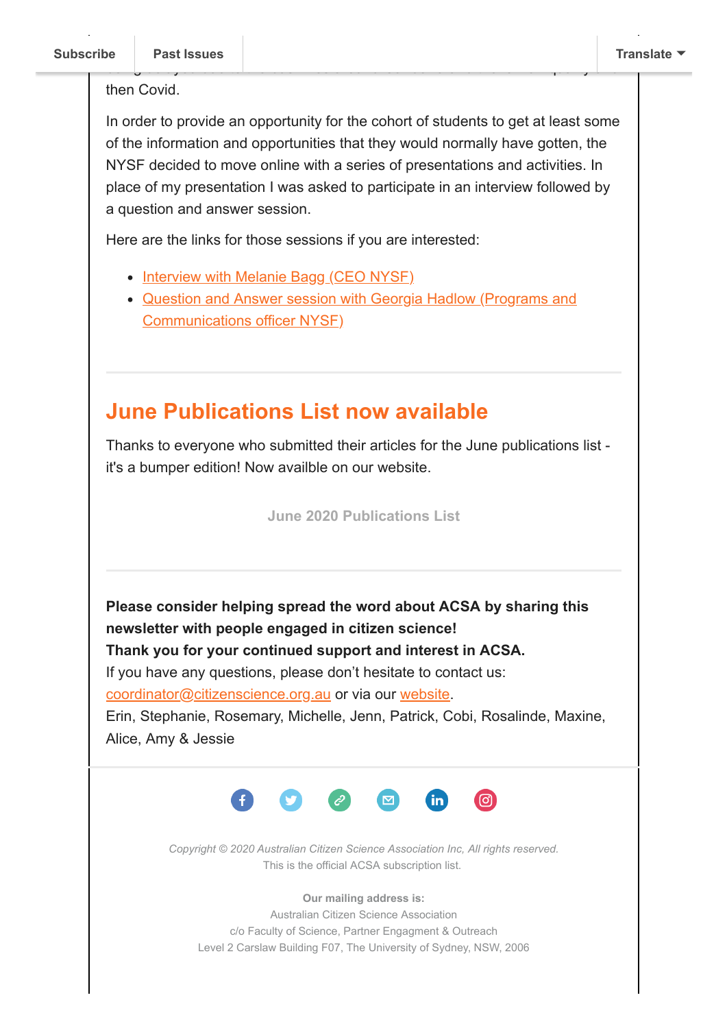then Covid.

In order to provide an opportunity for the cohort of students to get at least some of the information and opportunities that they would normally have gotten, the NYSF decided to move online with a series of presentations and activities. In place of my presentation I was asked to participate in an interview followed by a question and answer session.

Here are the links for those sessions if you are interested:

- Interview with Melanie Bagg (CEO NYSF)
- Question and Answer session with Georgia Hadlow (Programs and Communications officer NYSF)

---

## June Publications List now available

Thanks to everyone who submitted their articles for the June publications list - it's a bumper edition! Now availble on our website.

**June 2020 Publications List**

---

**Please consider helping spread the word about ACSA by sharing this newsletter with people engaged in citizen science!**
**Thank you for your continued support and interest in ACSA.**
If you have any questions, please don't hesitate to contact us: coordinator@citizenscience.org.au or via our website.
Erin, Stephanie, Rosemary, Michelle, Jenn, Patrick, Cobi, Rosalinde, Maxine, Alice, Amy & Jessie

*Copyright © 2020 Australian Citizen Science Association Inc, All rights reserved.*
This is the official ACSA subscription list.

**Our mailing address is:**
Australian Citizen Science Association
c/o Faculty of Science, Partner Engagment & Outreach
Level 2 Carslaw Building F07, The University of Sydney, NSW, 2006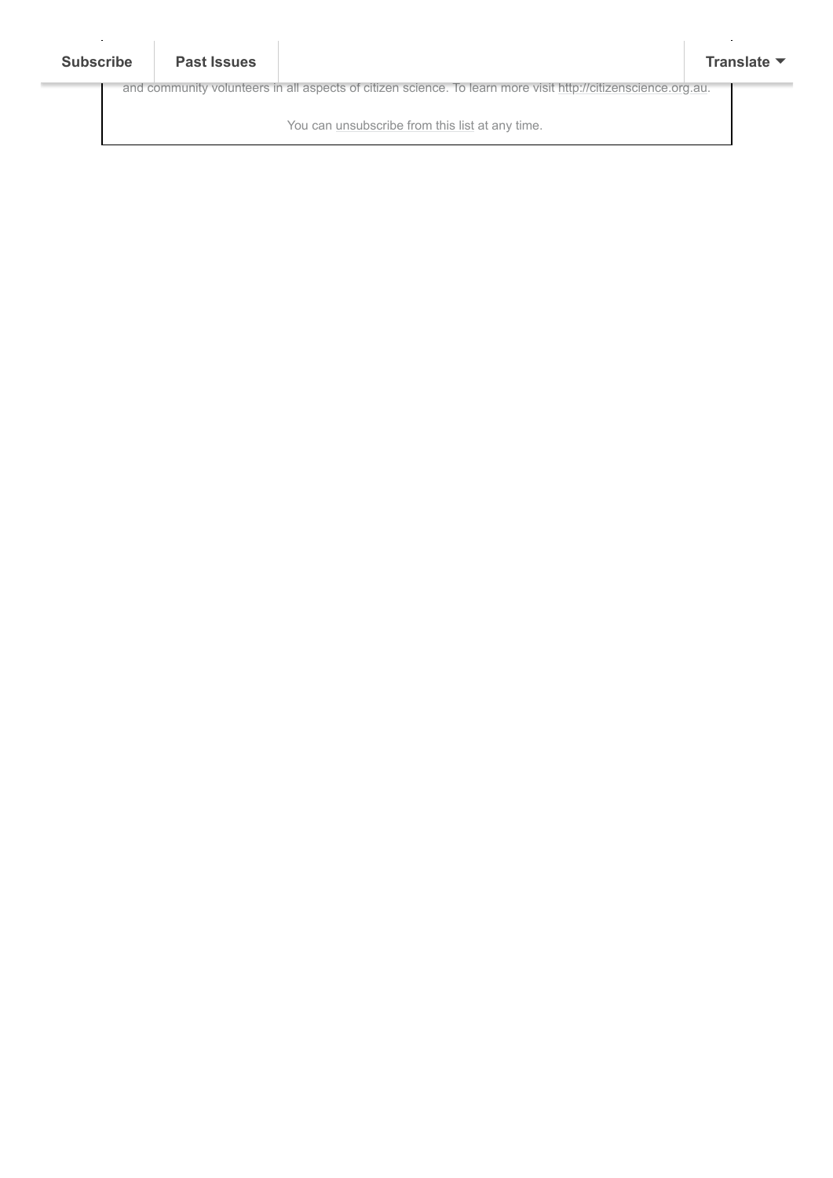and community volunteers in all aspects of citizen science. To learn more visit http://citizenscience.org.au.

You can unsubscribe from this list at any time.